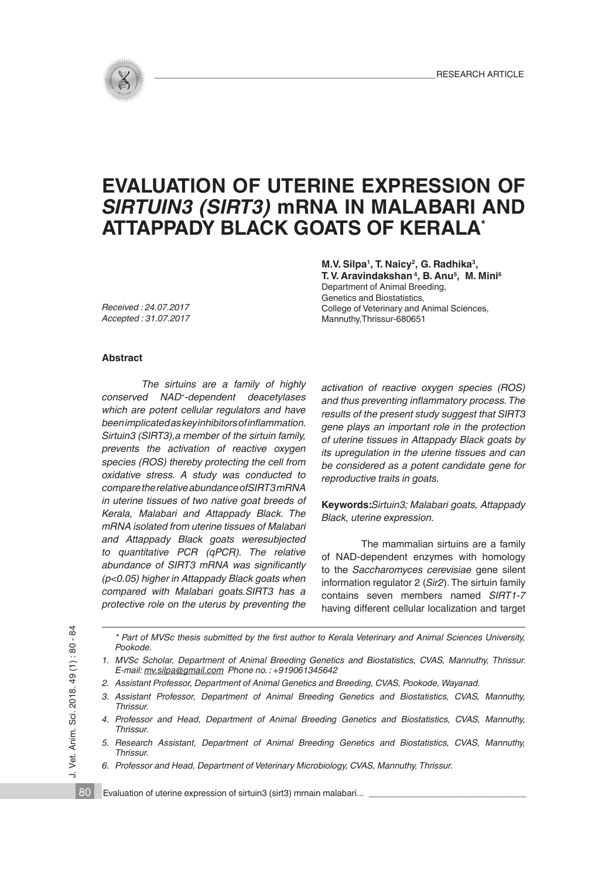RESEARCH ARTICLE

# EVALUATION OF UTERINE EXPRESSION OF *SIRTUIN3 (SIRT3)* mRNA IN MALABARI AND ATTAPPADY BLACK GOATS OF KERALA*

**M.V. Silpa[1], T. Naicy[2], G. Radhika[3], T. V. Aravindakshan[4], B. Anu[5], M. Mini[6]**
Department of Animal Breeding, Genetics and Biostatistics, College of Veterinary and Animal Sciences, Mannuthy,Thrissur-680651

*Received : 24.07.2017*
*Accepted : 31.07.2017*

## Abstract

*The sirtuins are a family of highly conserved NAD⁺-dependent deacetylases which are potent cellular regulators and have been implicated as key inhibitors of inflammation. Sirtuin3 (SIRT3), a member of the sirtuin family, prevents the activation of reactive oxygen species (ROS) thereby protecting the cell from oxidative stress. A study was conducted to compare the relative abundance of SIRT3 mRNA in uterine tissues of two native goat breeds of Kerala, Malabari and Attappady Black. The mRNA isolated from uterine tissues of Malabari and Attappady Black goats were subjected to quantitative PCR (qPCR). The relative abundance of SIRT3 mRNA was significantly ($p<0.05$) higher in Attappady Black goats when compared with Malabari goats. SIRT3 has a protective role on the uterus by preventing the activation of reactive oxygen species (ROS) and thus preventing inflammatory process. The results of the present study suggest that SIRT3 gene plays an important role in the protection of uterine tissues in Attappady Black goats by its upregulation in the uterine tissues and can be considered as a potent candidate gene for reproductive traits in goats.*

**Keywords:** *Sirtuin3; Malabari goats, Attappady Black, uterine expression.*

The mammalian sirtuins are a family of NAD-dependent enzymes with homology to the *Saccharomyces cerevisiae* gene silent information regulator 2 (*Sir2*). The sirtuin family contains seven members named *SIRT1-7* having different cellular localization and target

---

*\* Part of MVSc thesis submitted by the first author to Kerala Veterinary and Animal Sciences University, Pookode.*

1. *MVSc Scholar, Department of Animal Breeding Genetics and Biostatistics, CVAS, Mannuthy, Thrissur. E-mail: mv.silpa@gmail.com Phone no. : +919061345642*
2. *Assistant Professor, Department of Animal Genetics and Breeding, CVAS, Pookode, Wayanad.*
3. *Assistant Professor, Department of Animal Breeding Genetics and Biostatistics, CVAS, Mannuthy, Thrissur.*
4. *Professor and Head, Department of Animal Breeding Genetics and Biostatistics, CVAS, Mannuthy, Thrissur.*
5. *Research Assistant, Department of Animal Breeding Genetics and Biostatistics, CVAS, Mannuthy, Thrissur.*
6. *Professor and Head, Department of Veterinary Microbiology, CVAS, Mannuthy, Thrissur.*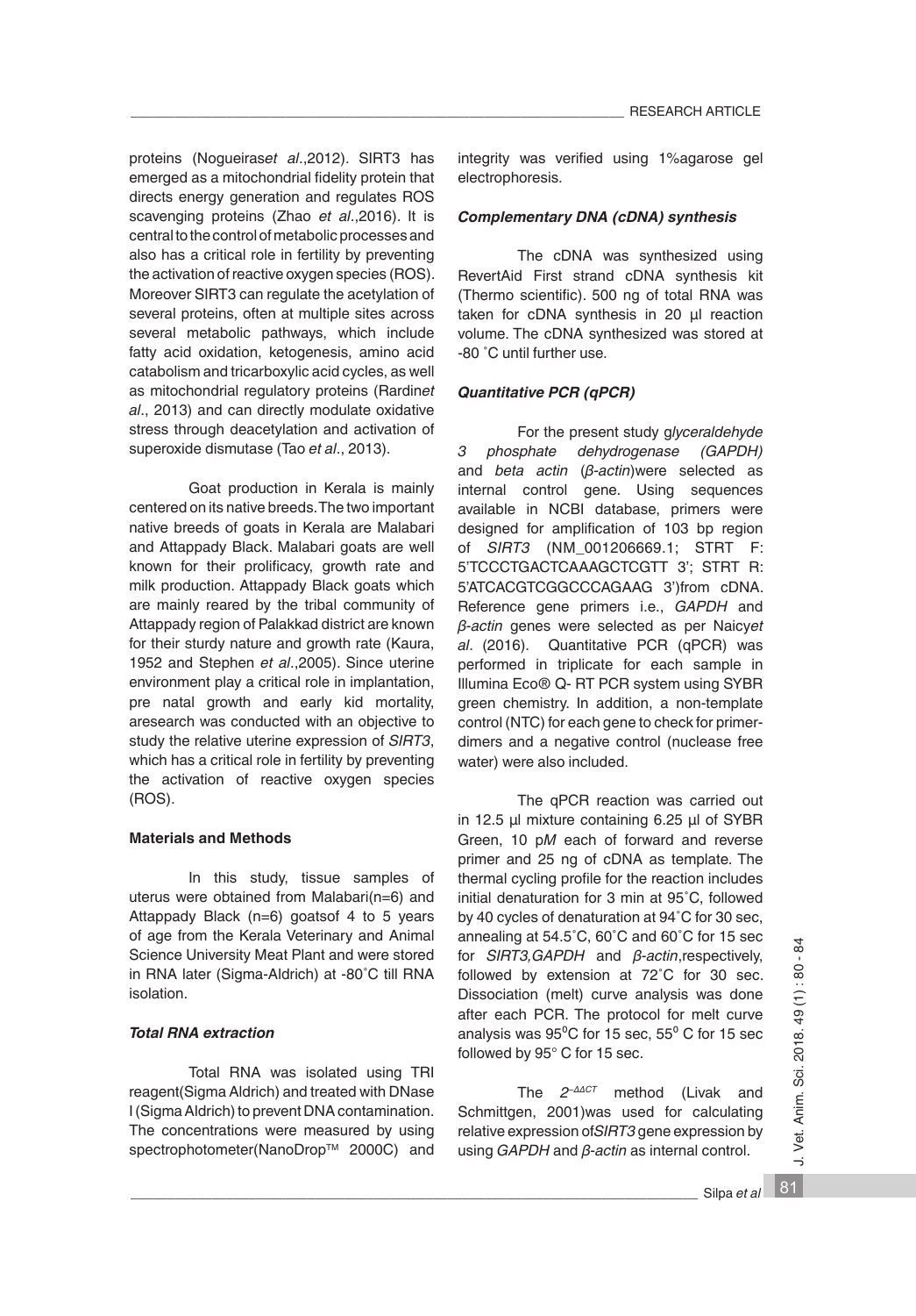proteins (Nogueiras*et al*.,2012). SIRT3 has emerged as a mitochondrial fidelity protein that directs energy generation and regulates ROS scavenging proteins (Zhao *et al*.,2016). It is central to the control of metabolic processes and also has a critical role in fertility by preventing the activation of reactive oxygen species (ROS). Moreover SIRT3 can regulate the acetylation of several proteins, often at multiple sites across several metabolic pathways, which include fatty acid oxidation, ketogenesis, amino acid catabolism and tricarboxylic acid cycles, as well as mitochondrial regulatory proteins (Rardin*et al*., 2013) and can directly modulate oxidative stress through deacetylation and activation of superoxide dismutase (Tao *et al*., 2013).

Goat production in Kerala is mainly centered on its native breeds. The two important native breeds of goats in Kerala are Malabari and Attappady Black. Malabari goats are well known for their prolificacy, growth rate and milk production. Attappady Black goats which are mainly reared by the tribal community of Attappady region of Palakkad district are known for their sturdy nature and growth rate (Kaura, 1952 and Stephen *et al*.,2005). Since uterine environment play a critical role in implantation, pre natal growth and early kid mortality, aresearch was conducted with an objective to study the relative uterine expression of *SIRT3*, which has a critical role in fertility by preventing the activation of reactive oxygen species (ROS).

**Materials and Methods**

In this study, tissue samples of uterus were obtained from Malabari(n=6) and Attappady Black (n=6) goatsof 4 to 5 years of age from the Kerala Veterinary and Animal Science University Meat Plant and were stored in RNA later (Sigma-Aldrich) at -80˚C till RNA isolation.

***Total RNA extraction***

Total RNA was isolated using TRI reagent(Sigma Aldrich) and treated with DNase I (Sigma Aldrich) to prevent DNA contamination. The concentrations were measured by using spectrophotometer(NanoDrop™ 2000C) and integrity was verified using 1%agarose gel electrophoresis.

***Complementary DNA (cDNA) synthesis***

The cDNA was synthesized using RevertAid First strand cDNA synthesis kit (Thermo scientific). 500 ng of total RNA was taken for cDNA synthesis in 20 µl reaction volume. The cDNA synthesized was stored at -80 ˚C until further use.

***Quantitative PCR (qPCR)***

For the present study g*lyceraldehyde 3 phosphate dehydrogenase (GAPDH)* and *beta actin* (*β-actin*)were selected as internal control gene. Using sequences available in NCBI database, primers were designed for amplification of 103 bp region of *SIRT3* (NM_001206669.1; STRT F: 5'TCCCTGACTCAAAGCTCGTT 3'; STRT R: 5'ATCACGTCGGCCCAGAAG 3')from cDNA. Reference gene primers i.e., *GAPDH* and *β-actin* genes were selected as per Naicy*et al*. (2016). Quantitative PCR (qPCR) was performed in triplicate for each sample in Illumina Eco® Q- RT PCR system using SYBR green chemistry. In addition, a non-template control (NTC) for each gene to check for primer-dimers and a negative control (nuclease free water) were also included.

The qPCR reaction was carried out in 12.5 µl mixture containing 6.25 µl of SYBR Green, 10 p*M* each of forward and reverse primer and 25 ng of cDNA as template. The thermal cycling profile for the reaction includes initial denaturation for 3 min at 95˚C, followed by 40 cycles of denaturation at 94˚C for 30 sec, annealing at 54.5˚C, 60˚C and 60˚C for 15 sec for *SIRT3,GAPDH* and *β-actin*,respectively, followed by extension at 72˚C for 30 sec. Dissociation (melt) curve analysis was done after each PCR. The protocol for melt curve analysis was 95°C for 15 sec, 55° C for 15 sec followed by 95° C for 15 sec.

The $2^{-\Delta\Delta CT}$ method (Livak and Schmittgen, 2001)was used for calculating relative expression of*SIRT3* gene expression by using *GAPDH* and *β-actin* as internal control.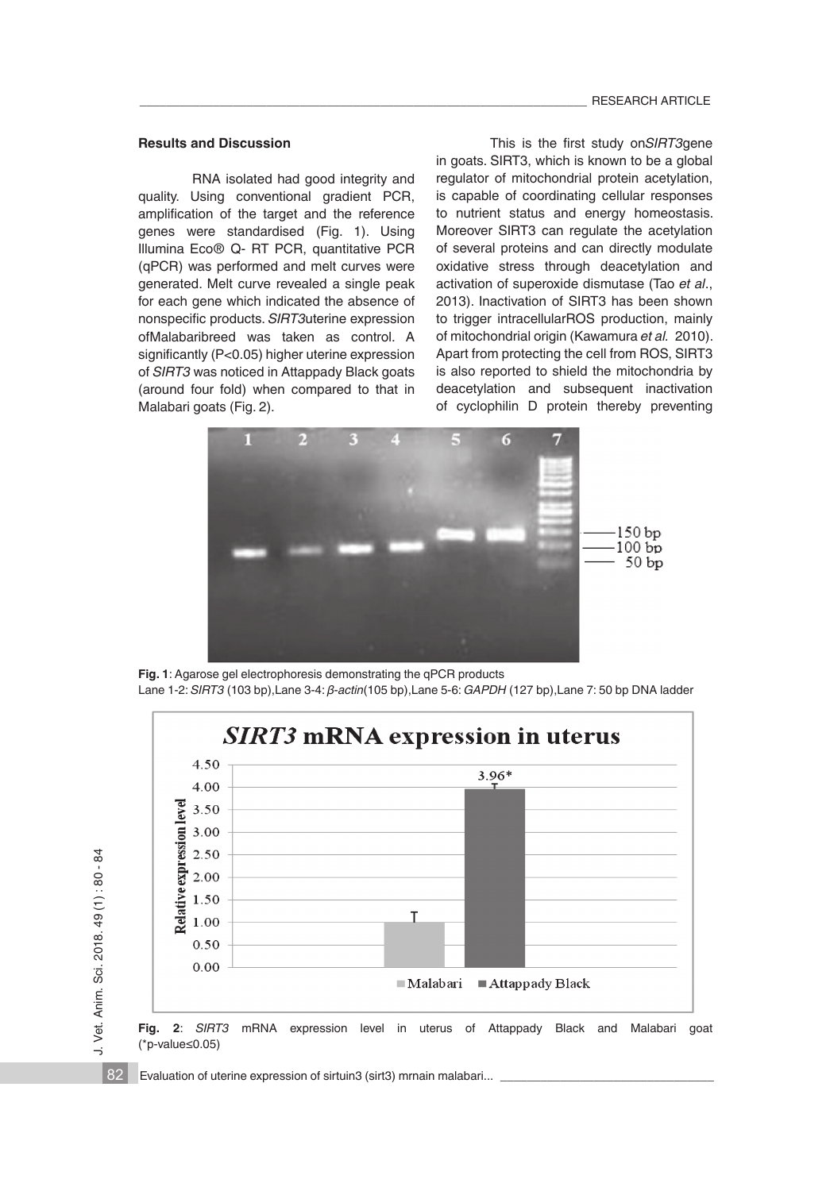### Results and Discussion

RNA isolated had good integrity and quality. Using conventional gradient PCR, amplification of the target and the reference genes were standardised (Fig. 1). Using Illumina Eco® Q- RT PCR, quantitative PCR (qPCR) was performed and melt curves were generated. Melt curve revealed a single peak for each gene which indicated the absence of nonspecific products. *SIRT3*uterine expression ofMalabaribreed was taken as control. A significantly (P<0.05) higher uterine expression of *SIRT3* was noticed in Attappady Black goats (around four fold) when compared to that in Malabari goats (Fig. 2).

This is the first study on*SIRT3*gene in goats. SIRT3, which is known to be a global regulator of mitochondrial protein acetylation, is capable of coordinating cellular responses to nutrient status and energy homeostasis. Moreover SIRT3 can regulate the acetylation of several proteins and can directly modulate oxidative stress through deacetylation and activation of superoxide dismutase (Tao *et al*., 2013). Inactivation of SIRT3 has been shown to trigger intracellularROS production, mainly of mitochondrial origin (Kawamura *et al.* 2010). Apart from protecting the cell from ROS, SIRT3 is also reported to shield the mitochondria by deacetylation and subsequent inactivation of cyclophilin D protein thereby preventing

**Fig. 1**: Agarose gel electrophoresis demonstrating the qPCR products
Lane 1-2: *SIRT3* (103 bp),Lane 3-4: *β-actin*(105 bp),Lane 5-6: *GAPDH* (127 bp),Lane 7: 50 bp DNA ladder

**Fig. 2**: *SIRT3* mRNA expression level in uterus of Attappady Black and Malabari goat (*p-value≤0.05)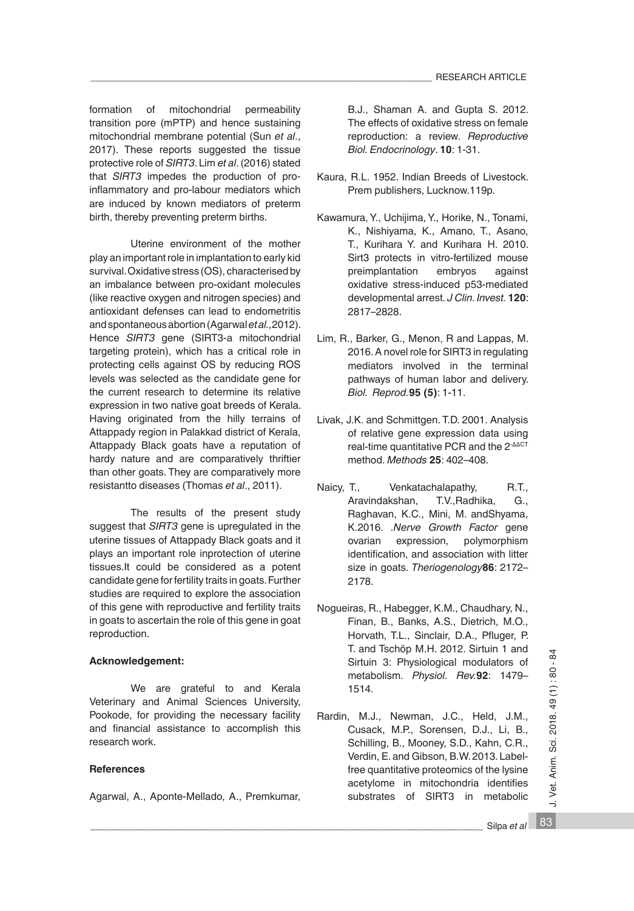formation of mitochondrial permeability transition pore (mPTP) and hence sustaining mitochondrial membrane potential (Sun *et al*., 2017). These reports suggested the tissue protective role of *SIRT3*. Lim *et al*. (2016) stated that *SIRT3* impedes the production of pro-inflammatory and pro-labour mediators which are induced by known mediators of preterm birth, thereby preventing preterm births.

Uterine environment of the mother play an important role in implantation to early kid survival. Oxidative stress (OS), characterised by an imbalance between pro-oxidant molecules (like reactive oxygen and nitrogen species) and antioxidant defenses can lead to endometritis and spontaneous abortion (Agarwal *et al.,* 2012). Hence *SIRT3* gene (SIRT3-a mitochondrial targeting protein), which has a critical role in protecting cells against OS by reducing ROS levels was selected as the candidate gene for the current research to determine its relative expression in two native goat breeds of Kerala. Having originated from the hilly terrains of Attappady region in Palakkad district of Kerala, Attappady Black goats have a reputation of hardy nature and are comparatively thriftier than other goats. They are comparatively more resistantto diseases (Thomas *et al*., 2011).

The results of the present study suggest that *SIRT3* gene is upregulated in the uterine tissues of Attappady Black goats and it plays an important role inprotection of uterine tissues.It could be considered as a potent candidate gene for fertility traits in goats. Further studies are required to explore the association of this gene with reproductive and fertility traits in goats to ascertain the role of this gene in goat reproduction.

**Acknowledgement:**

We are grateful to and Kerala Veterinary and Animal Sciences University, Pookode, for providing the necessary facility and financial assistance to accomplish this research work.

**References**

Agarwal, A., Aponte-Mellado, A., Premkumar, B.J., Shaman A. and Gupta S. 2012. The effects of oxidative stress on female reproduction: a review. *Reproductive Biol. Endocrinology*. **10**: 1-31.

Kaura, R.L. 1952. Indian Breeds of Livestock. Prem publishers, Lucknow.119p.

Kawamura, Y., Uchijima, Y., Horike, N., Tonami, K., Nishiyama, K., Amano, T., Asano, T., Kurihara Y. and Kurihara H. 2010. Sirt3 protects in vitro-fertilized mouse preimplantation embryos against oxidative stress-induced p53-mediated developmental arrest. *J Clin. Invest.* **120**: 2817–2828.

Lim, R., Barker, G., Menon, R and Lappas, M. 2016. A novel role for SIRT3 in regulating mediators involved in the terminal pathways of human labor and delivery. *Biol. Reprod.* **95 (5)**: 1-11.

Livak, J.K. and Schmittgen. T.D. 2001. Analysis of relative gene expression data using real-time quantitative PCR and the $2^{-\Delta\Delta CT}$ method. *Methods* **25**: 402–408.

Naicy, T., Venkatachalapathy, R.T., Aravindakshan, T.V.,Radhika, G., Raghavan, K.C., Mini, M. andShyama, K.2016. .*Nerve Growth Factor* gene ovarian expression, polymorphism identification, and association with litter size in goats. *Theriogenology* **86**: 2172–2178.

Nogueiras, R., Habegger, K.M., Chaudhary, N., Finan, B., Banks, A.S., Dietrich, M.O., Horvath, T.L., Sinclair, D.A., Pfluger, P. T. and Tschöp M.H. 2012. Sirtuin 1 and Sirtuin 3: Physiological modulators of metabolism. *Physiol. Rev.* **92**: 1479–1514.

Rardin, M.J., Newman, J.C., Held, J.M., Cusack, M.P., Sorensen, D.J., Li, B., Schilling, B., Mooney, S.D., Kahn, C.R., Verdin, E. and Gibson, B.W. 2013. Label-free quantitative proteomics of the lysine acetylome in mitochondria identifies substrates of SIRT3 in metabolic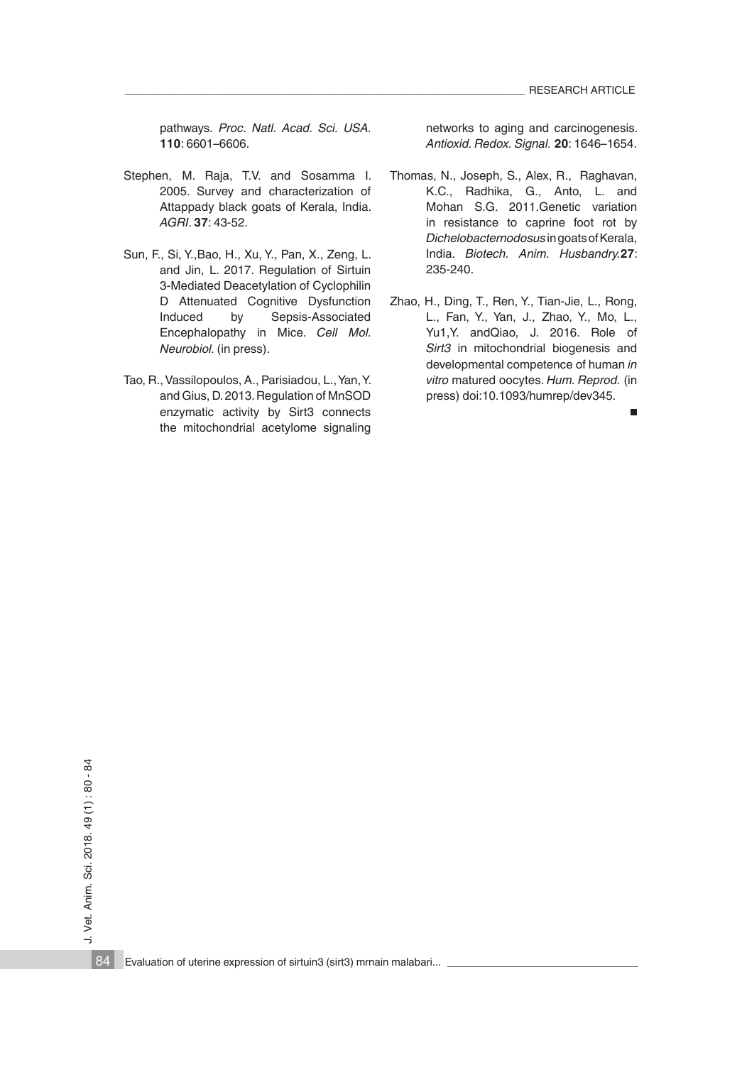pathways. *Proc. Natl. Acad. Sci. USA.* **110**: 6601–6606.

Stephen, M. Raja, T.V. and Sosamma I. 2005. Survey and characterization of Attappady black goats of Kerala, India. *AGRI*. **37**: 43-52.

Sun, F., Si, Y.,Bao, H., Xu, Y., Pan, X., Zeng, L. and Jin, L. 2017. Regulation of Sirtuin 3-Mediated Deacetylation of Cyclophilin D Attenuated Cognitive Dysfunction Induced by Sepsis-Associated Encephalopathy in Mice. *Cell Mol. Neurobiol.* (in press).

Tao, R., Vassilopoulos, A., Parisiadou, L., Yan, Y. and Gius, D. 2013. Regulation of MnSOD enzymatic activity by Sirt3 connects the mitochondrial acetylome signaling networks to aging and carcinogenesis. *Antioxid. Redox. Signal.* **20**: 1646–1654.

Thomas, N., Joseph, S., Alex, R., Raghavan, K.C., Radhika, G., Anto, L. and Mohan S.G. 2011.Genetic variation in resistance to caprine foot rot by *Dichelobacternodosus* in goats of Kerala, India. *Biotech. Anim. Husbandry.* **27**: 235-240.

Zhao, H., Ding, T., Ren, Y., Tian-Jie, L., Rong, L., Fan, Y., Yan, J., Zhao, Y., Mo, L., Yu1,Y. andQiao, J. 2016. Role of *Sirt3* in mitochondrial biogenesis and developmental competence of human *in vitro* matured oocytes. *Hum. Reprod.* (in press) doi:10.1093/humrep/dev345.

■